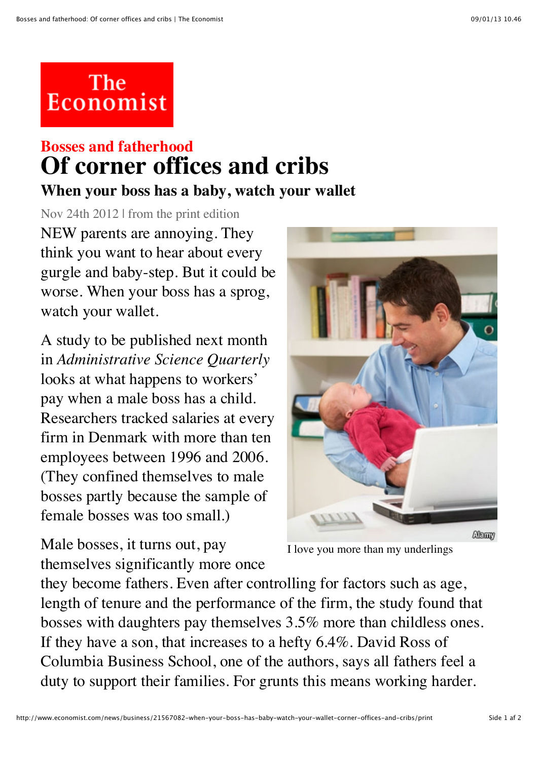# The Economist

**Bosses and fatherhood**

## Of corner offices and cribs

### When your boss has a baby, watch your wallet

Nov 24th 2012 | from the print edition

NEW parents are annoying. They think you want to hear about every gurgle and baby-step. But it could be worse. When your boss has a sprog, watch your wallet.

A study to be published next month in *Administrative Science Quarterly* looks at what happens to workers' pay when a male boss has a child. Researchers tracked salaries at every firm in Denmark with more than ten employees between 1996 and 2006. (They confined themselves to male bosses partly because the sample of female bosses was too small.)

I love you more than my underlings

Male bosses, it turns out, pay themselves significantly more once they become fathers. Even after controlling for factors such as age, length of tenure and the performance of the firm, the study found that bosses with daughters pay themselves 3.5% more than childless ones. If they have a son, that increases to a hefty 6.4%. David Ross of Columbia Business School, one of the authors, says all fathers feel a duty to support their families. For grunts this means working harder.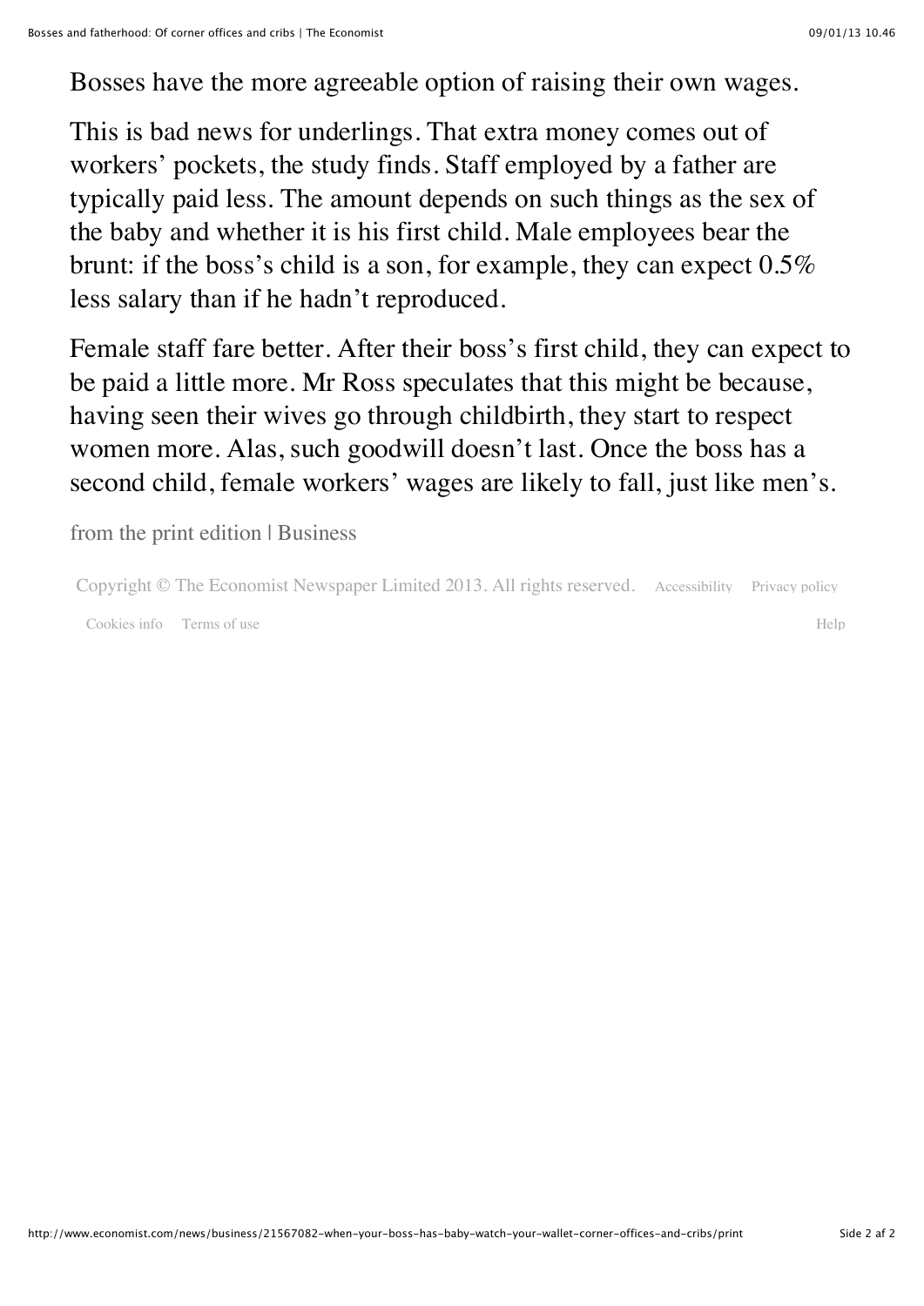Bosses have the more agreeable option of raising their own wages.

This is bad news for underlings. That extra money comes out of workers' pockets, the study finds. Staff employed by a father are typically paid less. The amount depends on such things as the sex of the baby and whether it is his first child. Male employees bear the brunt: if the boss's child is a son, for example, they can expect 0.5% less salary than if he hadn't reproduced.

Female staff fare better. After their boss's first child, they can expect to be paid a little more. Mr Ross speculates that this might be because, having seen their wives go through childbirth, they start to respect women more. Alas, such goodwill doesn't last. Once the boss has a second child, female workers' wages are likely to fall, just like men's.

from the print edition | Business

Copyright © The Economist Newspaper Limited 2013. All rights reserved. Accessibility Privacy policy Cookies info Terms of use Help